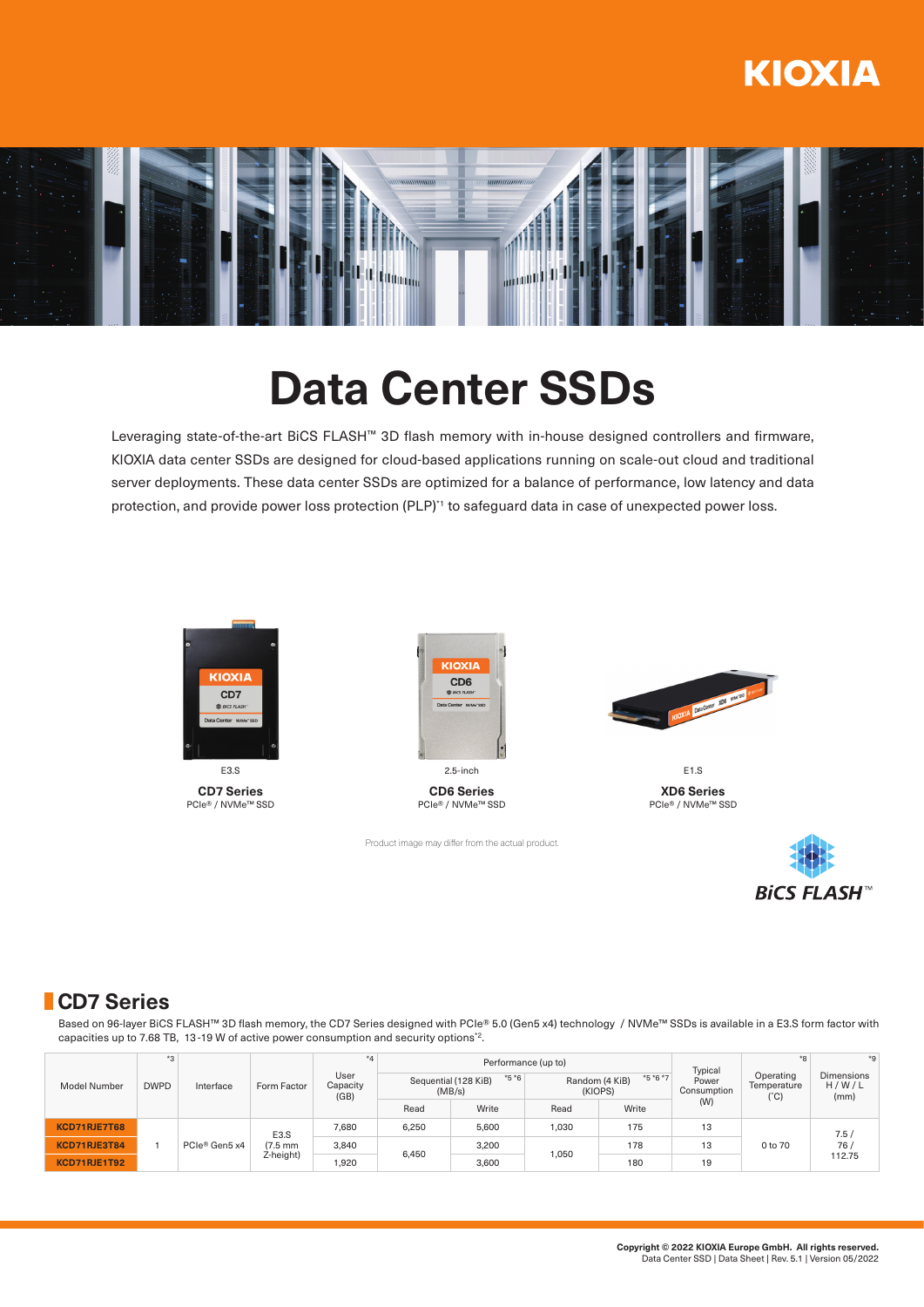# Data Center SSDs

Leveraging state-of-the-art BiCS FLASH™ 3D flash memory with in-house designed controllers and firmware, KIOXIA data center SSDs are designed for cloud-based applications running on scale-out cloud and traditional server deployments. These data center SSDs are optimized for a balance of performance, low latency and data protection, and provide power loss protection (PLP)[*1] to safeguard data in case of unexpected power loss.

E3.S
**CD7 Series**
PCIe® / NVMe™ SSD

2.5-inch
**CD6 Series**
PCIe® / NVMe™ SSD

E1.S
**XD6 Series**
PCIe® / NVMe™ SSD

Product image may differ from the actual product.

## CD7 Series

Based on 96-layer BiCS FLASH™ 3D flash memory, the CD7 Series designed with PCIe® 5.0 (Gen5 x4) technology / NVMe™ SSDs is available in a E3.S form factor with capacities up to 7.68 TB, 13-19 W of active power consumption and security options[*2].

| Model Number | DWPD [*3] | Interface | Form Factor | User Capacity (GB) [*4] | Performance (up to) Sequential (128 KiB) (MB/s) [*5 *6] | | Random (4 KiB) (KIOPS) [*5 *6 *7] | | Typical Power Consumption (W) | Operating Temperature (°C) [*8] | Dimensions H / W / L (mm) [*9] |
|---|---|---|---|---|---|---|---|---|---|---|---|
| | | | | | Read | Write | Read | Write | | | |
| KCD71RJE7T68 | 1 | PCIe® Gen5 x4 | E3.S (7.5 mm Z-height) | 7,680 | 6,250 | 5,600 | 1,030 | 175 | 13 | 0 to 70 | 7.5 / 76 / 112.75 |
| KCD71RJE3T84 | | | | 3,840 | 6,450 | 3,200 | 1,050 | 178 | 13 | | |
| KCD71RJE1T92 | | | | 1,920 | | 3,600 | | 180 | 19 | | |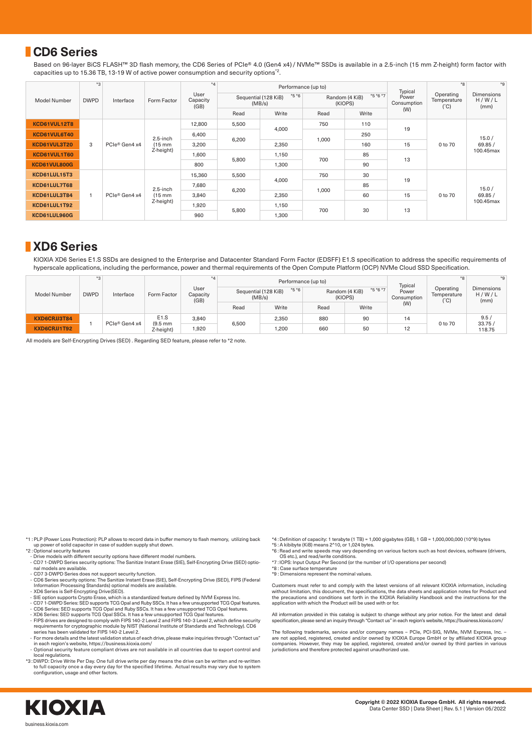## CD6 Series

Based on 96-layer BiCS FLASH™ 3D flash memory, the CD6 Series of PCIe® 4.0 (Gen4 x4) / NVMe™ SSDs is available in a 2.5-inch (15 mm Z-height) form factor with capacities up to 15.36 TB, 13-19 W of active power consumption and security options*2.

| Model Number | DWPD *3 | Interface | Form Factor | User Capacity (GB) *4 | Performance (up to) Sequential (128 KiB) (MB/s) *5 *6 | | Random (4 KiB) (KIOPS) *5 *6 *7 | | Typical Power Consumption (W) | Operating Temperature (˚C) *8 | Dimensions H / W / L (mm) *9 |
|---|---|---|---|---|---|---|---|---|---|---|---|
| | | | | | Read | Write | Read | Write | | | |
| **KCD61VUL12T8** | 3 | PCIe® Gen4 x4 | 2.5-inch (15 mm Z-height) | 12,800 | 5,500 | 4,000 | 750 | 110 | 19 | 0 to 70 | 15.0 / 69.85 / 100.45max |
| **KCD61VUL6T40** | | | | 6,400 | 6,200 | | 1,000 | 250 | | | |
| **KCD61VUL3T20** | | | | 3,200 | | 2,350 | | 160 | 15 | | |
| **KCD61VUL1T60** | | | | 1,600 | 5,800 | 1,150 | 700 | 85 | 13 | | |
| **KCD61VUL800G** | | | | 800 | | 1,300 | | 90 | | | |
| **KCD61LUL15T3** | 1 | PCIe® Gen4 x4 | 2.5-inch (15 mm Z-height) | 15,360 | 5,500 | 4,000 | 750 | 30 | 19 | 0 to 70 | 15.0 / 69.85 / 100.45max |
| **KCD61LUL7T68** | | | | 7,680 | 6,200 | | 1,000 | 85 | | | |
| **KCD61LUL3T84** | | | | 3,840 | | 2,350 | | 60 | 15 | | |
| **KCD61LUL1T92** | | | | 1,920 | 5,800 | 1,150 | 700 | 30 | 13 | | |
| **KCD61LUL960G** | | | | 960 | | 1,300 | | | | | |

## XD6 Series

KIOXIA XD6 Series E1.S SSDs are designed to the Enterprise and Datacenter Standard Form Factor (EDSFF) E1.S specification to address the specific requirements of hyperscale applications, including the performance, power and thermal requirements of the Open Compute Platform (OCP) NVMe Cloud SSD Specification.

| Model Number | DWPD *3 | Interface | Form Factor | User Capacity (GB) *4 | Performance (up to) Sequential (128 KiB) (MB/s) *5 *6 | | Random (4 KiB) (KIOPS) *5 *6 *7 | | Typical Power Consumption (W) | Operating Temperature (˚C) *8 | Dimensions H / W / L (mm) *9 |
|---|---|---|---|---|---|---|---|---|---|---|---|
| | | | | | Read | Write | Read | Write | | | |
| **KXD6CRJJ3T84** | 1 | PCIe® Gen4 x4 | E1.S (9.5 mm Z-height) | 3,840 | 6,500 | 2,350 | 880 | 90 | 14 | 0 to 70 | 9.5 / 33.75 / 118.75 |
| **KXD6CRJJ1T92** | | | | 1,920 | | 1,200 | 660 | 50 | 12 | | |

All models are Self-Encrypting Drives (SED) . Regarding SED feature, please refer to *2 note.

*1 : PLP (Power Loss Protection): PLP allows to record data in buffer memory to flash memory, utilizing back up power of solid capacitor in case of sudden supply shut down.

*2 : Optional security features
- Drive models with different security options have different model numbers.
- CD7 1-DWPD Series security options: The Sanitize Instant Erase (SIE), Self-Encrypting Drive (SED) optional models are available.
- CD7 3-DWPD Series does not support security function.
- CD6 Series security options: The Sanitize Instant Erase (SIE), Self-Encrypting Drive (SED), FIPS (Federal Information Processing Standards) optional models are available.
- XD6 Series is Self-Encrypting Drive(SED).
- SIE option supports Crypto Erase, which is a standardized feature defined by NVM Express Inc.
- CD7 1-DWPD Series: SED supports TCG Opal and Ruby SSCs. It has a few unsupported TCG Opal features.
- CD6 Series: SED supports TCG Opal and Ruby SSCs. It has a few unsupported TCG Opal features.
- XD6 Series: SED supports TCG Opal SSCs. It has a few unsupported TCG Opal features.
- FIPS drives are designed to comply with FIPS 140-2 Level 2 and FIPS 140-3 Level 2, which define security requirements for cryptographic module by NIST (National Institute of Standards and Technology). CD6 series has been validated for FIPS 140-2 Level 2.
- For more details and the latest validation status of each drive, please make inquiries through "Contact us" in each region's website, https://business.kioxia.com/
- Optional security feature compliant drives are not available in all countries due to export control and local regulations.

*3 : DWPD: Drive Write Per Day. One full drive write per day means the drive can be written and re-written to full capacity once a day every day for the specified lifetime. Actual results may vary due to system configuration, usage and other factors.

*4 : Definition of capacity: 1 terabyte (1 TB) = 1,000 gigabytes (GB), 1 GB = 1,000,000,000 (10^9) bytes

*5 : A kibibyte (KiB) means 2^10, or 1,024 bytes.

*6 : Read and write speeds may vary depending on various factors such as host devices, software (drivers, OS etc.), and read/write conditions.

*7 : IOPS: Input Output Per Second (or the number of I/O operations per second)

*8 : Case surface temperature

*9 : Dimensions represent the nominal values.

Customers must refer to and comply with the latest versions of all relevant KIOXIA information, including without limitation, this document, the specifications, the data sheets and application notes for Product and the precautions and conditions set forth in the KIOXIA Reliability Handbook and the instructions for the application with which the Product will be used with or for.

All information provided in this catalog is subject to change without any prior notice. For the latest and detail specification, please send an inquiry through "Contact us" in each region's website, https://business.kioxia.com/

The following trademarks, service and/or company names – PCIe, PCI-SIG, NVMe, NVM Express, Inc. – are not applied, registered, created and/or owned by KIOXIA Europe GmbH or by affiliated KIOXIA group companies. However, they may be applied, registered, created and/or owned by third parties in various jurisdictions and therefore protected against unauthorized use.

KIOXIA

business.kioxia.com

**Copyright © 2022 KIOXIA Europe GmbH. All rights reserved.**
Data Center SSD | Data Sheet | Rev. 5.1 | Version 05/2022